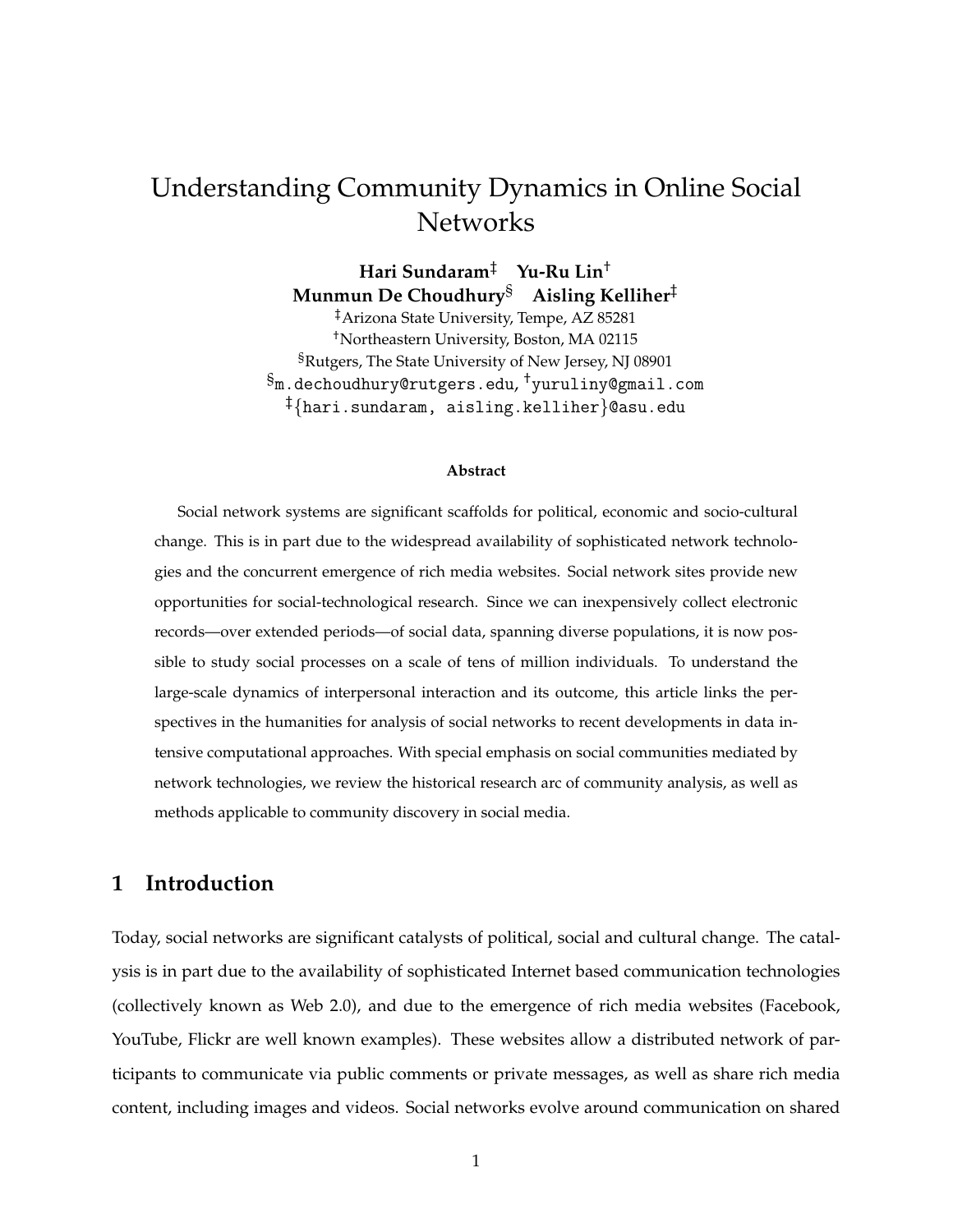# Understanding Community Dynamics in Online Social Networks

**Hari Sundaram**[‡] **Yu-Ru Lin**[†]
**Munmun De Choudhury**[§] **Aisling Kelliher**[‡]

[‡]Arizona State University, Tempe, AZ 85281
[†]Northeastern University, Boston, MA 02115
[§]Rutgers, The State University of New Jersey, NJ 08901
[§]m.dechoudhury@rutgers.edu, [†]yuruliny@gmail.com
[‡]{hari.sundaram, aisling.kelliher}@asu.edu

**Abstract**

Social network systems are significant scaffolds for political, economic and socio-cultural change. This is in part due to the widespread availability of sophisticated network technologies and the concurrent emergence of rich media websites. Social network sites provide new opportunities for social-technological research. Since we can inexpensively collect electronic records—over extended periods—of social data, spanning diverse populations, it is now possible to study social processes on a scale of tens of million individuals. To understand the large-scale dynamics of interpersonal interaction and its outcome, this article links the perspectives in the humanities for analysis of social networks to recent developments in data intensive computational approaches. With special emphasis on social communities mediated by network technologies, we review the historical research arc of community analysis, as well as methods applicable to community discovery in social media.

## 1 Introduction

Today, social networks are significant catalysts of political, social and cultural change. The catalysis is in part due to the availability of sophisticated Internet based communication technologies (collectively known as Web 2.0), and due to the emergence of rich media websites (Facebook, YouTube, Flickr are well known examples). These websites allow a distributed network of participants to communicate via public comments or private messages, as well as share rich media content, including images and videos. Social networks evolve around communication on shared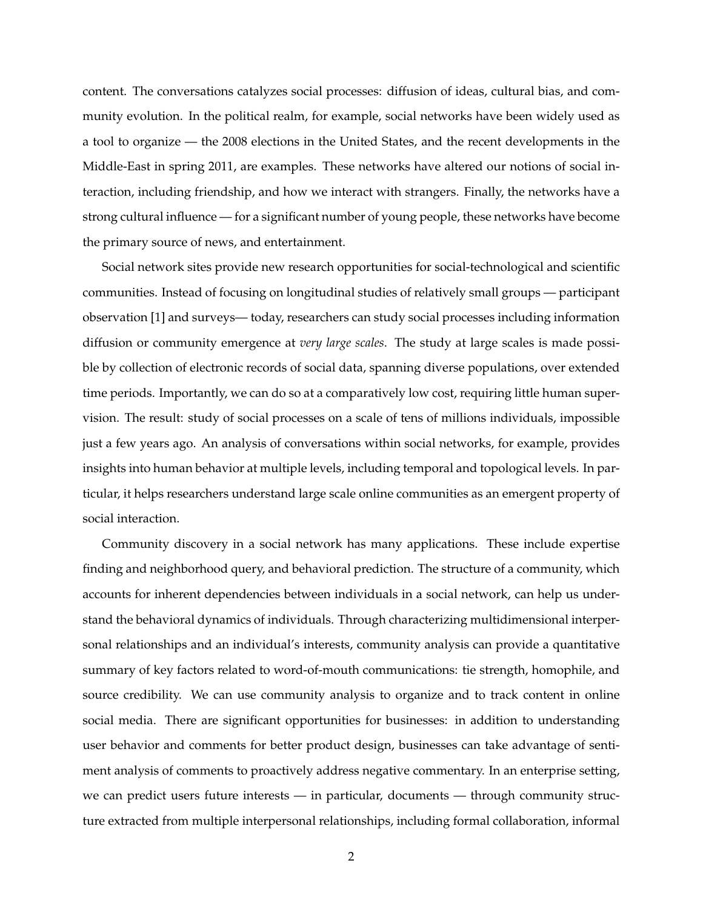content. The conversations catalyzes social processes: diffusion of ideas, cultural bias, and community evolution. In the political realm, for example, social networks have been widely used as a tool to organize — the 2008 elections in the United States, and the recent developments in the Middle-East in spring 2011, are examples. These networks have altered our notions of social interaction, including friendship, and how we interact with strangers. Finally, the networks have a strong cultural influence — for a significant number of young people, these networks have become the primary source of news, and entertainment.

Social network sites provide new research opportunities for social-technological and scientific communities. Instead of focusing on longitudinal studies of relatively small groups — participant observation [1] and surveys— today, researchers can study social processes including information diffusion or community emergence at *very large scales*. The study at large scales is made possible by collection of electronic records of social data, spanning diverse populations, over extended time periods. Importantly, we can do so at a comparatively low cost, requiring little human supervision. The result: study of social processes on a scale of tens of millions individuals, impossible just a few years ago. An analysis of conversations within social networks, for example, provides insights into human behavior at multiple levels, including temporal and topological levels. In particular, it helps researchers understand large scale online communities as an emergent property of social interaction.

Community discovery in a social network has many applications. These include expertise finding and neighborhood query, and behavioral prediction. The structure of a community, which accounts for inherent dependencies between individuals in a social network, can help us understand the behavioral dynamics of individuals. Through characterizing multidimensional interpersonal relationships and an individual's interests, community analysis can provide a quantitative summary of key factors related to word-of-mouth communications: tie strength, homophile, and source credibility. We can use community analysis to organize and to track content in online social media. There are significant opportunities for businesses: in addition to understanding user behavior and comments for better product design, businesses can take advantage of sentiment analysis of comments to proactively address negative commentary. In an enterprise setting, we can predict users future interests — in particular, documents — through community structure extracted from multiple interpersonal relationships, including formal collaboration, informal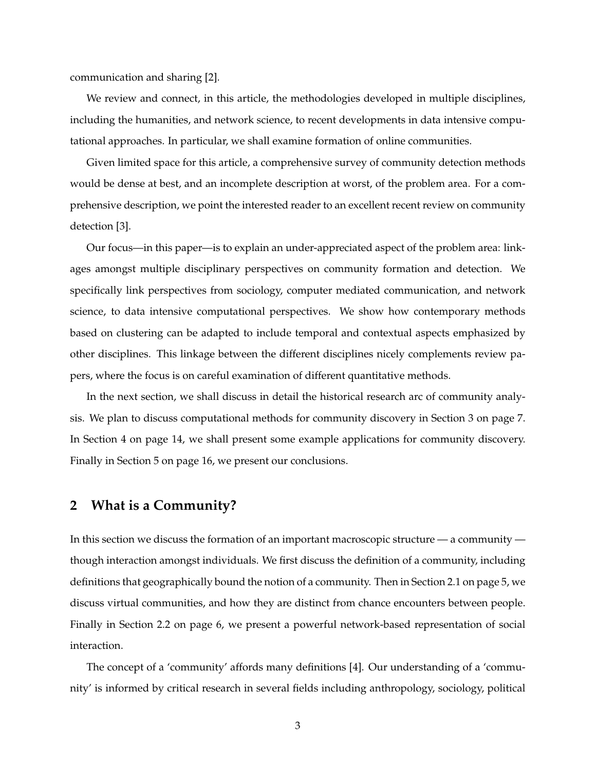communication and sharing [2].

We review and connect, in this article, the methodologies developed in multiple disciplines, including the humanities, and network science, to recent developments in data intensive computational approaches. In particular, we shall examine formation of online communities.

Given limited space for this article, a comprehensive survey of community detection methods would be dense at best, and an incomplete description at worst, of the problem area. For a comprehensive description, we point the interested reader to an excellent recent review on community detection [3].

Our focus—in this paper—is to explain an under-appreciated aspect of the problem area: linkages amongst multiple disciplinary perspectives on community formation and detection. We specifically link perspectives from sociology, computer mediated communication, and network science, to data intensive computational perspectives. We show how contemporary methods based on clustering can be adapted to include temporal and contextual aspects emphasized by other disciplines. This linkage between the different disciplines nicely complements review papers, where the focus is on careful examination of different quantitative methods.

In the next section, we shall discuss in detail the historical research arc of community analysis. We plan to discuss computational methods for community discovery in Section 3 on page 7. In Section 4 on page 14, we shall present some example applications for community discovery. Finally in Section 5 on page 16, we present our conclusions.

## 2 What is a Community?

In this section we discuss the formation of an important macroscopic structure — a community — though interaction amongst individuals. We first discuss the definition of a community, including definitions that geographically bound the notion of a community. Then in Section 2.1 on page 5, we discuss virtual communities, and how they are distinct from chance encounters between people. Finally in Section 2.2 on page 6, we present a powerful network-based representation of social interaction.

The concept of a 'community' affords many definitions [4]. Our understanding of a 'community' is informed by critical research in several fields including anthropology, sociology, political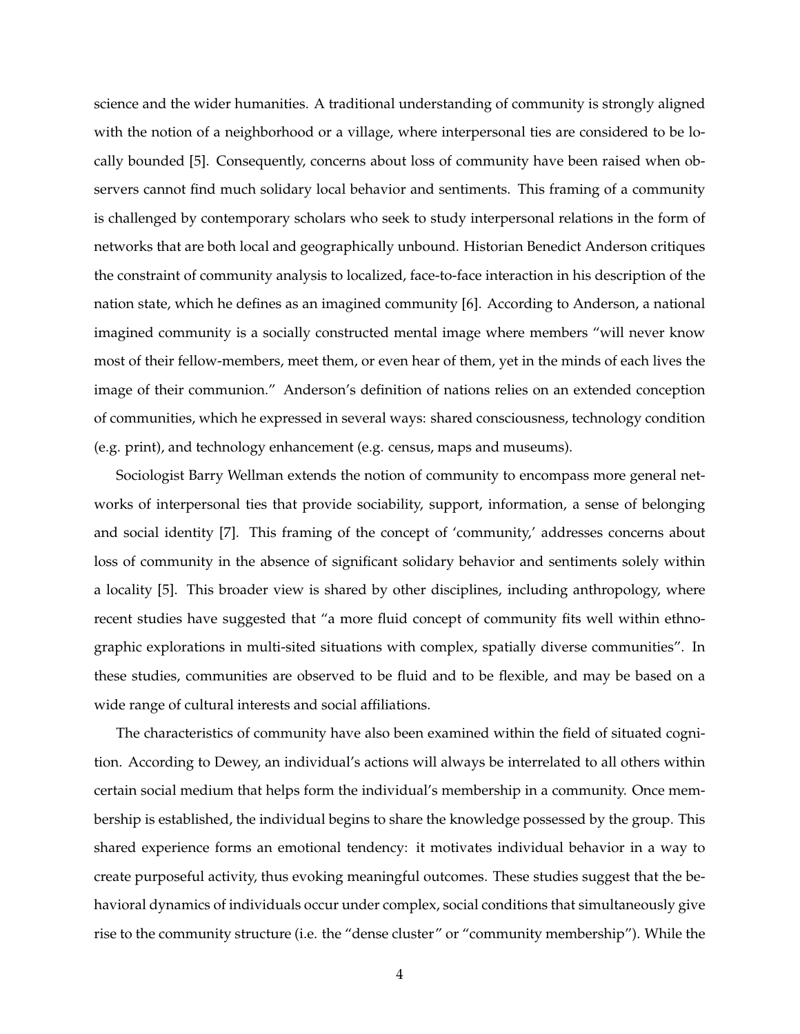science and the wider humanities. A traditional understanding of community is strongly aligned with the notion of a neighborhood or a village, where interpersonal ties are considered to be locally bounded [5]. Consequently, concerns about loss of community have been raised when observers cannot find much solidary local behavior and sentiments. This framing of a community is challenged by contemporary scholars who seek to study interpersonal relations in the form of networks that are both local and geographically unbound. Historian Benedict Anderson critiques the constraint of community analysis to localized, face-to-face interaction in his description of the nation state, which he defines as an imagined community [6]. According to Anderson, a national imagined community is a socially constructed mental image where members "will never know most of their fellow-members, meet them, or even hear of them, yet in the minds of each lives the image of their communion." Anderson's definition of nations relies on an extended conception of communities, which he expressed in several ways: shared consciousness, technology condition (e.g. print), and technology enhancement (e.g. census, maps and museums).

Sociologist Barry Wellman extends the notion of community to encompass more general networks of interpersonal ties that provide sociability, support, information, a sense of belonging and social identity [7]. This framing of the concept of 'community,' addresses concerns about loss of community in the absence of significant solidary behavior and sentiments solely within a locality [5]. This broader view is shared by other disciplines, including anthropology, where recent studies have suggested that "a more fluid concept of community fits well within ethnographic explorations in multi-sited situations with complex, spatially diverse communities". In these studies, communities are observed to be fluid and to be flexible, and may be based on a wide range of cultural interests and social affiliations.

The characteristics of community have also been examined within the field of situated cognition. According to Dewey, an individual's actions will always be interrelated to all others within certain social medium that helps form the individual's membership in a community. Once membership is established, the individual begins to share the knowledge possessed by the group. This shared experience forms an emotional tendency: it motivates individual behavior in a way to create purposeful activity, thus evoking meaningful outcomes. These studies suggest that the behavioral dynamics of individuals occur under complex, social conditions that simultaneously give rise to the community structure (i.e. the "dense cluster" or "community membership"). While the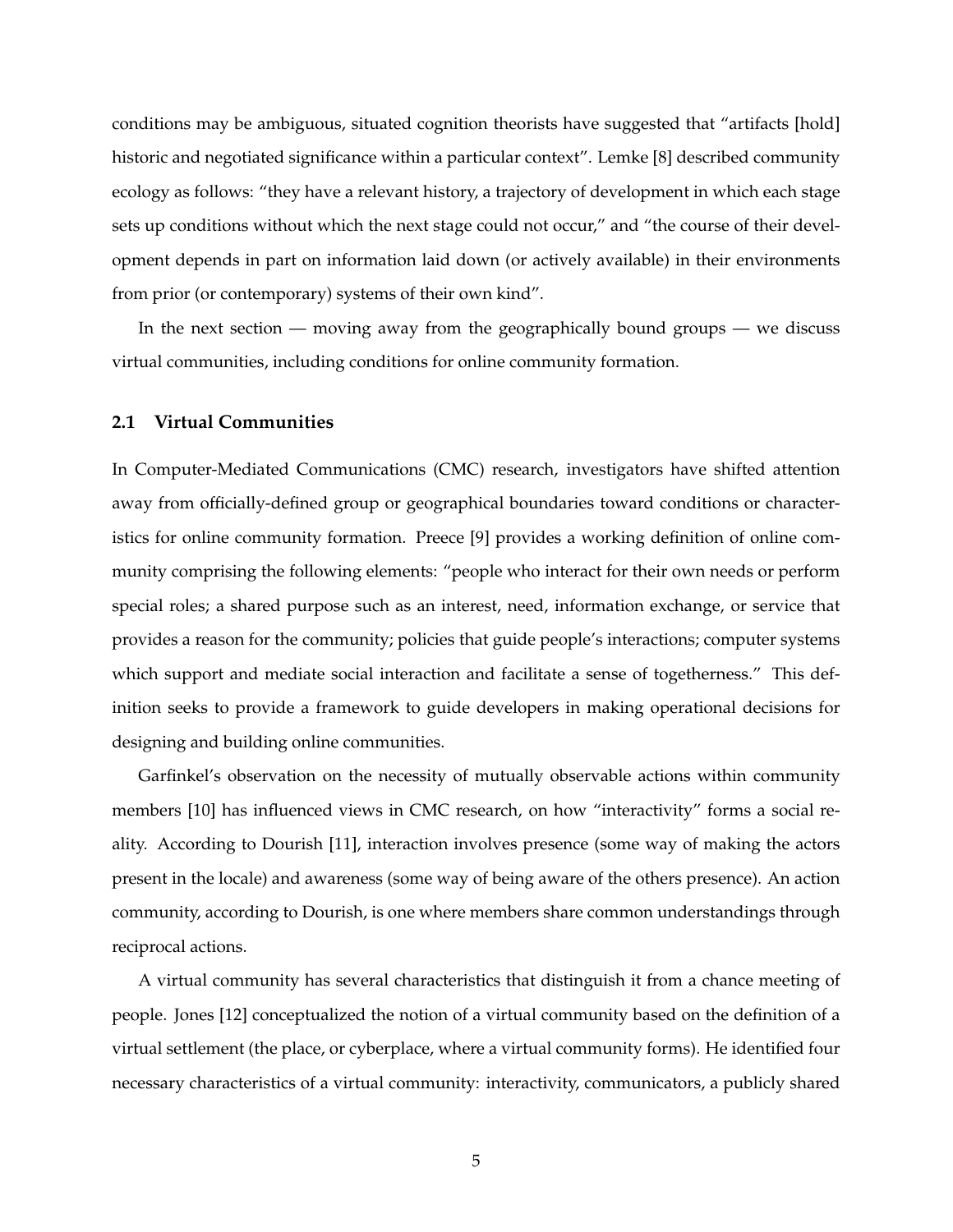conditions may be ambiguous, situated cognition theorists have suggested that "artifacts [hold] historic and negotiated significance within a particular context". Lemke [8] described community ecology as follows: "they have a relevant history, a trajectory of development in which each stage sets up conditions without which the next stage could not occur," and "the course of their development depends in part on information laid down (or actively available) in their environments from prior (or contemporary) systems of their own kind".

In the next section — moving away from the geographically bound groups — we discuss virtual communities, including conditions for online community formation.

## 2.1 Virtual Communities

In Computer-Mediated Communications (CMC) research, investigators have shifted attention away from officially-defined group or geographical boundaries toward conditions or characteristics for online community formation. Preece [9] provides a working definition of online community comprising the following elements: "people who interact for their own needs or perform special roles; a shared purpose such as an interest, need, information exchange, or service that provides a reason for the community; policies that guide people's interactions; computer systems which support and mediate social interaction and facilitate a sense of togetherness." This definition seeks to provide a framework to guide developers in making operational decisions for designing and building online communities.

Garfinkel's observation on the necessity of mutually observable actions within community members [10] has influenced views in CMC research, on how "interactivity" forms a social reality. According to Dourish [11], interaction involves presence (some way of making the actors present in the locale) and awareness (some way of being aware of the others presence). An action community, according to Dourish, is one where members share common understandings through reciprocal actions.

A virtual community has several characteristics that distinguish it from a chance meeting of people. Jones [12] conceptualized the notion of a virtual community based on the definition of a virtual settlement (the place, or cyberplace, where a virtual community forms). He identified four necessary characteristics of a virtual community: interactivity, communicators, a publicly shared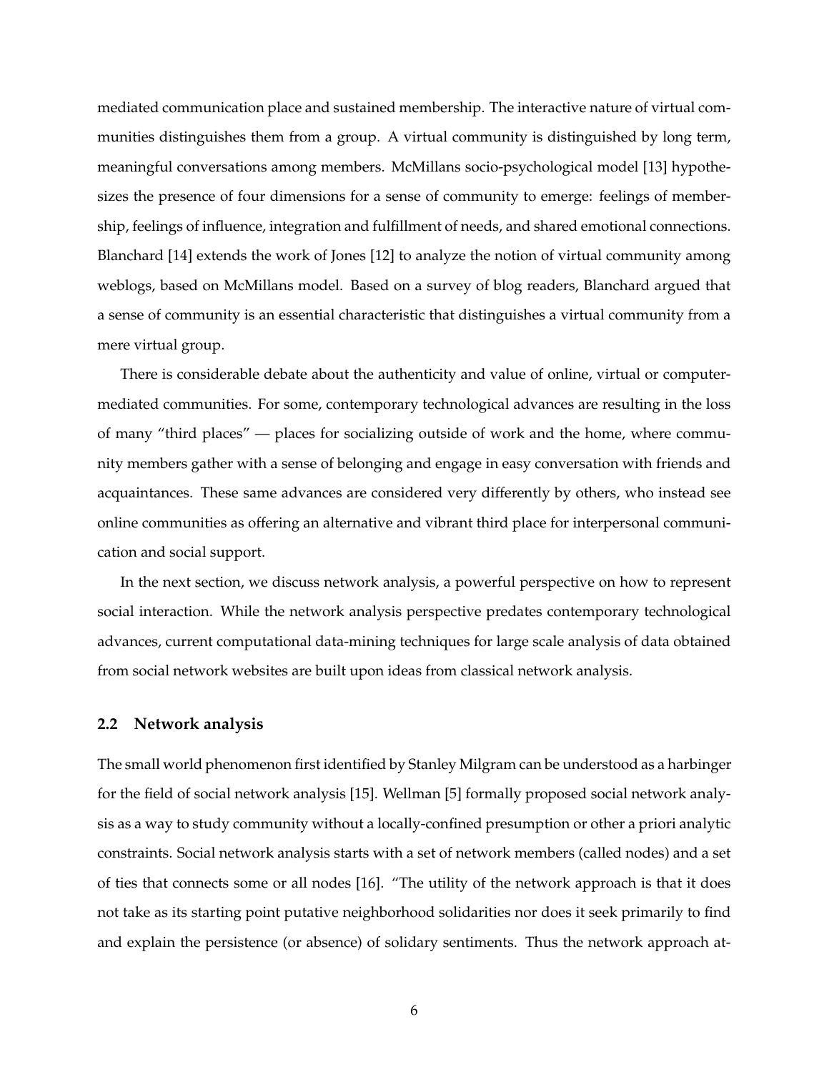mediated communication place and sustained membership. The interactive nature of virtual communities distinguishes them from a group. A virtual community is distinguished by long term, meaningful conversations among members. McMillans socio-psychological model [13] hypothesizes the presence of four dimensions for a sense of community to emerge: feelings of membership, feelings of influence, integration and fulfillment of needs, and shared emotional connections. Blanchard [14] extends the work of Jones [12] to analyze the notion of virtual community among weblogs, based on McMillans model. Based on a survey of blog readers, Blanchard argued that a sense of community is an essential characteristic that distinguishes a virtual community from a mere virtual group.

There is considerable debate about the authenticity and value of online, virtual or computer-mediated communities. For some, contemporary technological advances are resulting in the loss of many "third places" — places for socializing outside of work and the home, where community members gather with a sense of belonging and engage in easy conversation with friends and acquaintances. These same advances are considered very differently by others, who instead see online communities as offering an alternative and vibrant third place for interpersonal communication and social support.

In the next section, we discuss network analysis, a powerful perspective on how to represent social interaction. While the network analysis perspective predates contemporary technological advances, current computational data-mining techniques for large scale analysis of data obtained from social network websites are built upon ideas from classical network analysis.

### 2.2 Network analysis

The small world phenomenon first identified by Stanley Milgram can be understood as a harbinger for the field of social network analysis [15]. Wellman [5] formally proposed social network analysis as a way to study community without a locally-confined presumption or other a priori analytic constraints. Social network analysis starts with a set of network members (called nodes) and a set of ties that connects some or all nodes [16]. "The utility of the network approach is that it does not take as its starting point putative neighborhood solidarities nor does it seek primarily to find and explain the persistence (or absence) of solidary sentiments. Thus the network approach at-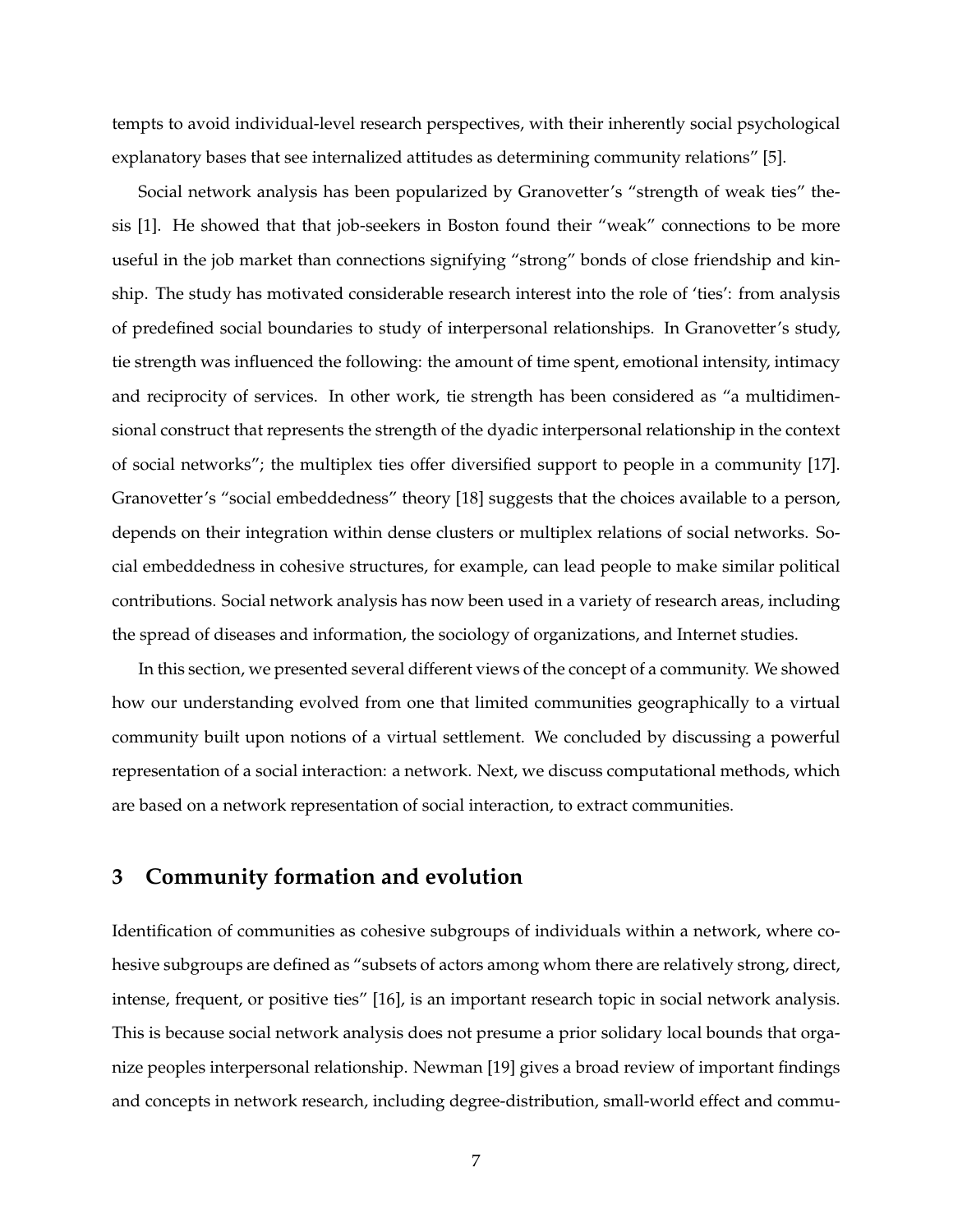tempts to avoid individual-level research perspectives, with their inherently social psychological explanatory bases that see internalized attitudes as determining community relations" [5].

Social network analysis has been popularized by Granovetter's "strength of weak ties" thesis [1]. He showed that that job-seekers in Boston found their "weak" connections to be more useful in the job market than connections signifying "strong" bonds of close friendship and kinship. The study has motivated considerable research interest into the role of 'ties': from analysis of predefined social boundaries to study of interpersonal relationships. In Granovetter's study, tie strength was influenced the following: the amount of time spent, emotional intensity, intimacy and reciprocity of services. In other work, tie strength has been considered as "a multidimensional construct that represents the strength of the dyadic interpersonal relationship in the context of social networks"; the multiplex ties offer diversified support to people in a community [17]. Granovetter's "social embeddedness" theory [18] suggests that the choices available to a person, depends on their integration within dense clusters or multiplex relations of social networks. Social embeddedness in cohesive structures, for example, can lead people to make similar political contributions. Social network analysis has now been used in a variety of research areas, including the spread of diseases and information, the sociology of organizations, and Internet studies.

In this section, we presented several different views of the concept of a community. We showed how our understanding evolved from one that limited communities geographically to a virtual community built upon notions of a virtual settlement. We concluded by discussing a powerful representation of a social interaction: a network. Next, we discuss computational methods, which are based on a network representation of social interaction, to extract communities.

## 3 Community formation and evolution

Identification of communities as cohesive subgroups of individuals within a network, where cohesive subgroups are defined as "subsets of actors among whom there are relatively strong, direct, intense, frequent, or positive ties" [16], is an important research topic in social network analysis. This is because social network analysis does not presume a prior solidary local bounds that organize peoples interpersonal relationship. Newman [19] gives a broad review of important findings and concepts in network research, including degree-distribution, small-world effect and commu-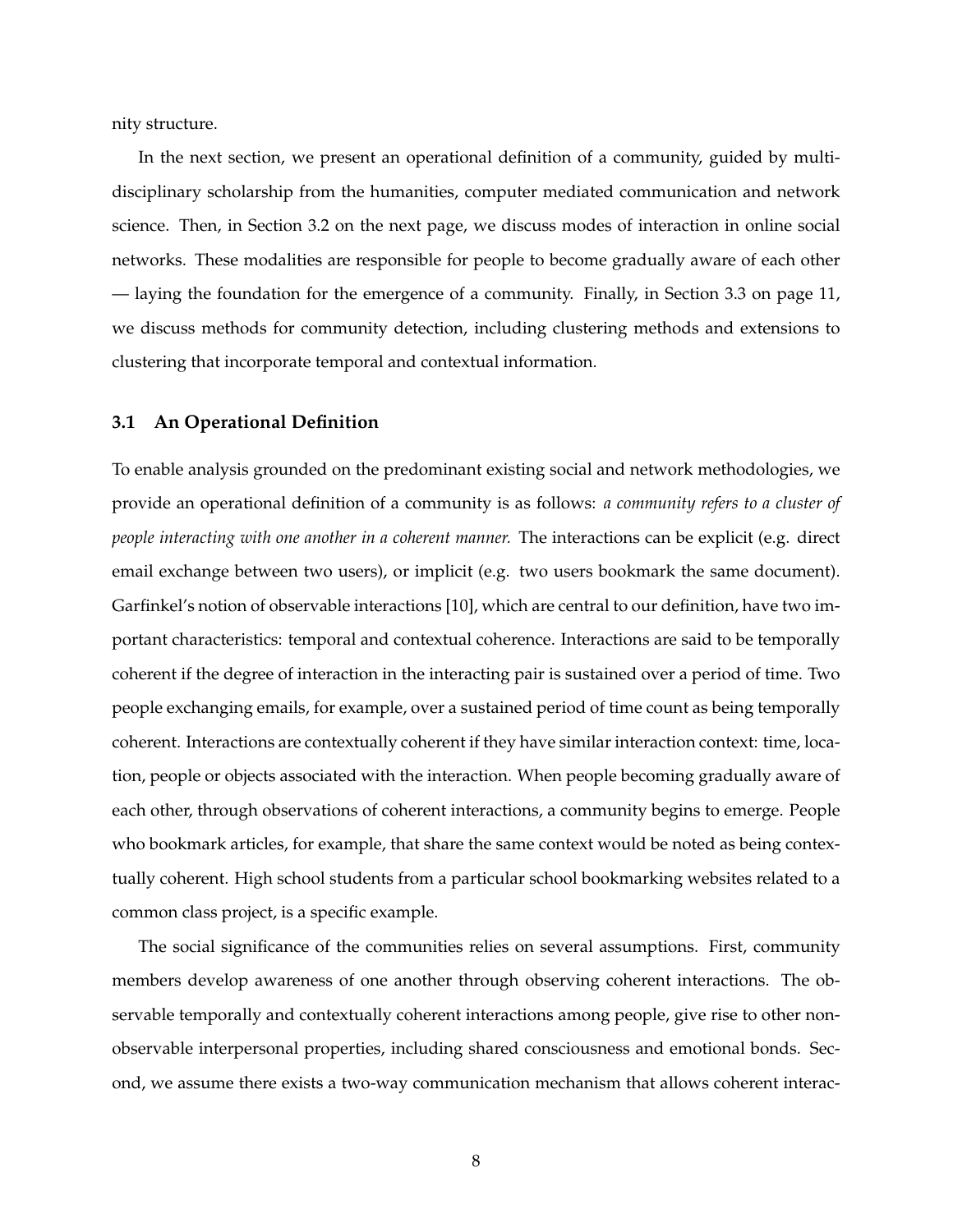nity structure.

In the next section, we present an operational definition of a community, guided by multi-disciplinary scholarship from the humanities, computer mediated communication and network science. Then, in Section 3.2 on the next page, we discuss modes of interaction in online social networks. These modalities are responsible for people to become gradually aware of each other — laying the foundation for the emergence of a community. Finally, in Section 3.3 on page 11, we discuss methods for community detection, including clustering methods and extensions to clustering that incorporate temporal and contextual information.

### 3.1 An Operational Definition

To enable analysis grounded on the predominant existing social and network methodologies, we provide an operational definition of a community is as follows: *a community refers to a cluster of people interacting with one another in a coherent manner.* The interactions can be explicit (e.g. direct email exchange between two users), or implicit (e.g. two users bookmark the same document). Garfinkel's notion of observable interactions [10], which are central to our definition, have two important characteristics: temporal and contextual coherence. Interactions are said to be temporally coherent if the degree of interaction in the interacting pair is sustained over a period of time. Two people exchanging emails, for example, over a sustained period of time count as being temporally coherent. Interactions are contextually coherent if they have similar interaction context: time, location, people or objects associated with the interaction. When people becoming gradually aware of each other, through observations of coherent interactions, a community begins to emerge. People who bookmark articles, for example, that share the same context would be noted as being contextually coherent. High school students from a particular school bookmarking websites related to a common class project, is a specific example.

The social significance of the communities relies on several assumptions. First, community members develop awareness of one another through observing coherent interactions. The observable temporally and contextually coherent interactions among people, give rise to other non-observable interpersonal properties, including shared consciousness and emotional bonds. Second, we assume there exists a two-way communication mechanism that allows coherent interac-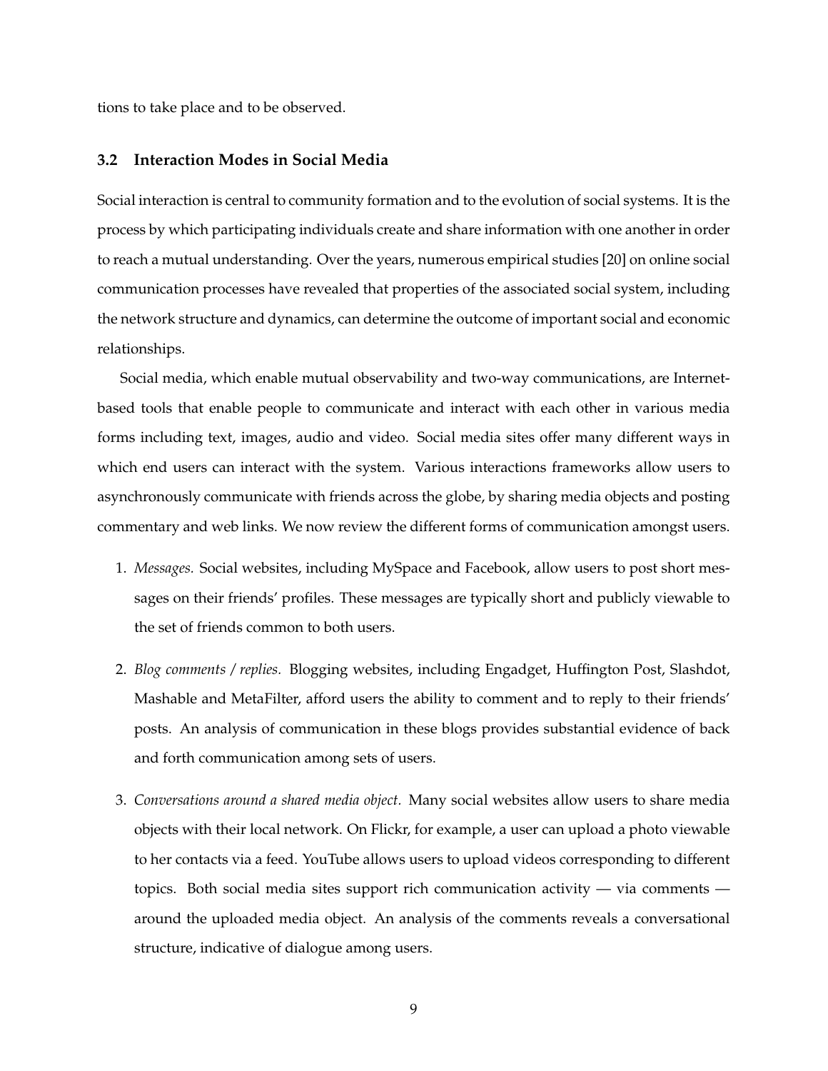tions to take place and to be observed.

### 3.2 Interaction Modes in Social Media

Social interaction is central to community formation and to the evolution of social systems. It is the process by which participating individuals create and share information with one another in order to reach a mutual understanding. Over the years, numerous empirical studies [20] on online social communication processes have revealed that properties of the associated social system, including the network structure and dynamics, can determine the outcome of important social and economic relationships.

Social media, which enable mutual observability and two-way communications, are Internet-based tools that enable people to communicate and interact with each other in various media forms including text, images, audio and video. Social media sites offer many different ways in which end users can interact with the system. Various interactions frameworks allow users to asynchronously communicate with friends across the globe, by sharing media objects and posting commentary and web links. We now review the different forms of communication amongst users.

1. *Messages.* Social websites, including MySpace and Facebook, allow users to post short messages on their friends' profiles. These messages are typically short and publicly viewable to the set of friends common to both users.
2. *Blog comments / replies.* Blogging websites, including Engadget, Huffington Post, Slashdot, Mashable and MetaFilter, afford users the ability to comment and to reply to their friends' posts. An analysis of communication in these blogs provides substantial evidence of back and forth communication among sets of users.
3. *Conversations around a shared media object.* Many social websites allow users to share media objects with their local network. On Flickr, for example, a user can upload a photo viewable to her contacts via a feed. YouTube allows users to upload videos corresponding to different topics. Both social media sites support rich communication activity — via comments — around the uploaded media object. An analysis of the comments reveals a conversational structure, indicative of dialogue among users.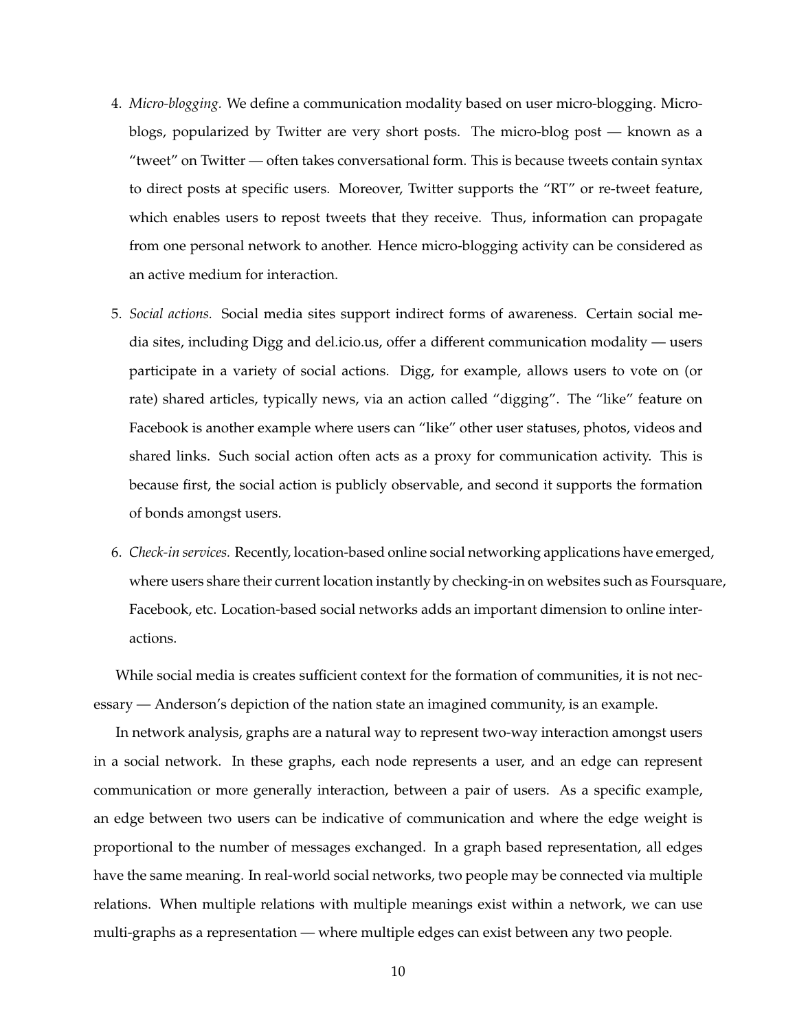4. *Micro-blogging.* We define a communication modality based on user micro-blogging. Micro-blogs, popularized by Twitter are very short posts. The micro-blog post — known as a "tweet" on Twitter — often takes conversational form. This is because tweets contain syntax to direct posts at specific users. Moreover, Twitter supports the "RT" or re-tweet feature, which enables users to repost tweets that they receive. Thus, information can propagate from one personal network to another. Hence micro-blogging activity can be considered as an active medium for interaction.

5. *Social actions.* Social media sites support indirect forms of awareness. Certain social media sites, including Digg and del.icio.us, offer a different communication modality — users participate in a variety of social actions. Digg, for example, allows users to vote on (or rate) shared articles, typically news, via an action called "digging". The "like" feature on Facebook is another example where users can "like" other user statuses, photos, videos and shared links. Such social action often acts as a proxy for communication activity. This is because first, the social action is publicly observable, and second it supports the formation of bonds amongst users.

6. *Check-in services.* Recently, location-based online social networking applications have emerged, where users share their current location instantly by checking-in on websites such as Foursquare, Facebook, etc. Location-based social networks adds an important dimension to online interactions.

While social media is creates sufficient context for the formation of communities, it is not necessary — Anderson's depiction of the nation state an imagined community, is an example.

In network analysis, graphs are a natural way to represent two-way interaction amongst users in a social network. In these graphs, each node represents a user, and an edge can represent communication or more generally interaction, between a pair of users. As a specific example, an edge between two users can be indicative of communication and where the edge weight is proportional to the number of messages exchanged. In a graph based representation, all edges have the same meaning. In real-world social networks, two people may be connected via multiple relations. When multiple relations with multiple meanings exist within a network, we can use multi-graphs as a representation — where multiple edges can exist between any two people.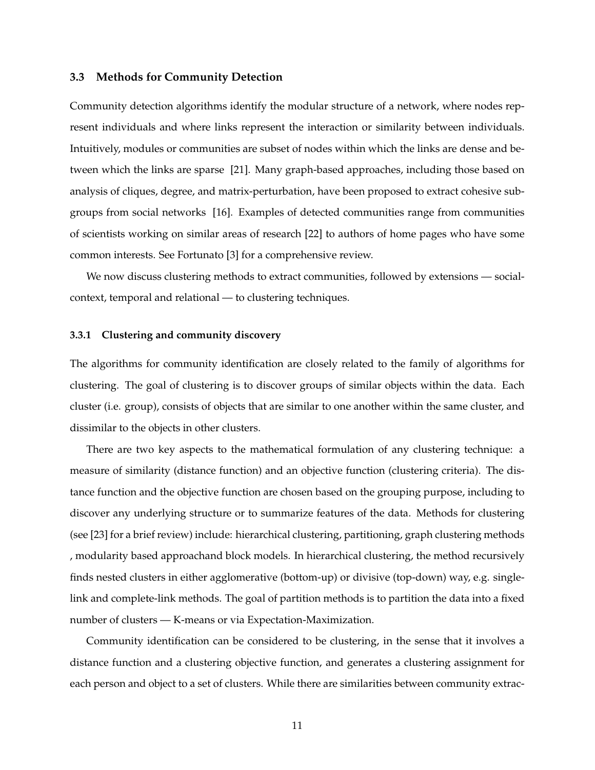### 3.3 Methods for Community Detection

Community detection algorithms identify the modular structure of a network, where nodes represent individuals and where links represent the interaction or similarity between individuals. Intuitively, modules or communities are subset of nodes within which the links are dense and between which the links are sparse [21]. Many graph-based approaches, including those based on analysis of cliques, degree, and matrix-perturbation, have been proposed to extract cohesive subgroups from social networks [16]. Examples of detected communities range from communities of scientists working on similar areas of research [22] to authors of home pages who have some common interests. See Fortunato [3] for a comprehensive review.

We now discuss clustering methods to extract communities, followed by extensions — social-context, temporal and relational — to clustering techniques.

#### 3.3.1 Clustering and community discovery

The algorithms for community identification are closely related to the family of algorithms for clustering. The goal of clustering is to discover groups of similar objects within the data. Each cluster (i.e. group), consists of objects that are similar to one another within the same cluster, and dissimilar to the objects in other clusters.

There are two key aspects to the mathematical formulation of any clustering technique: a measure of similarity (distance function) and an objective function (clustering criteria). The distance function and the objective function are chosen based on the grouping purpose, including to discover any underlying structure or to summarize features of the data. Methods for clustering (see [23] for a brief review) include: hierarchical clustering, partitioning, graph clustering methods , modularity based approachand block models. In hierarchical clustering, the method recursively finds nested clusters in either agglomerative (bottom-up) or divisive (top-down) way, e.g. single-link and complete-link methods. The goal of partition methods is to partition the data into a fixed number of clusters — K-means or via Expectation-Maximization.

Community identification can be considered to be clustering, in the sense that it involves a distance function and a clustering objective function, and generates a clustering assignment for each person and object to a set of clusters. While there are similarities between community extrac-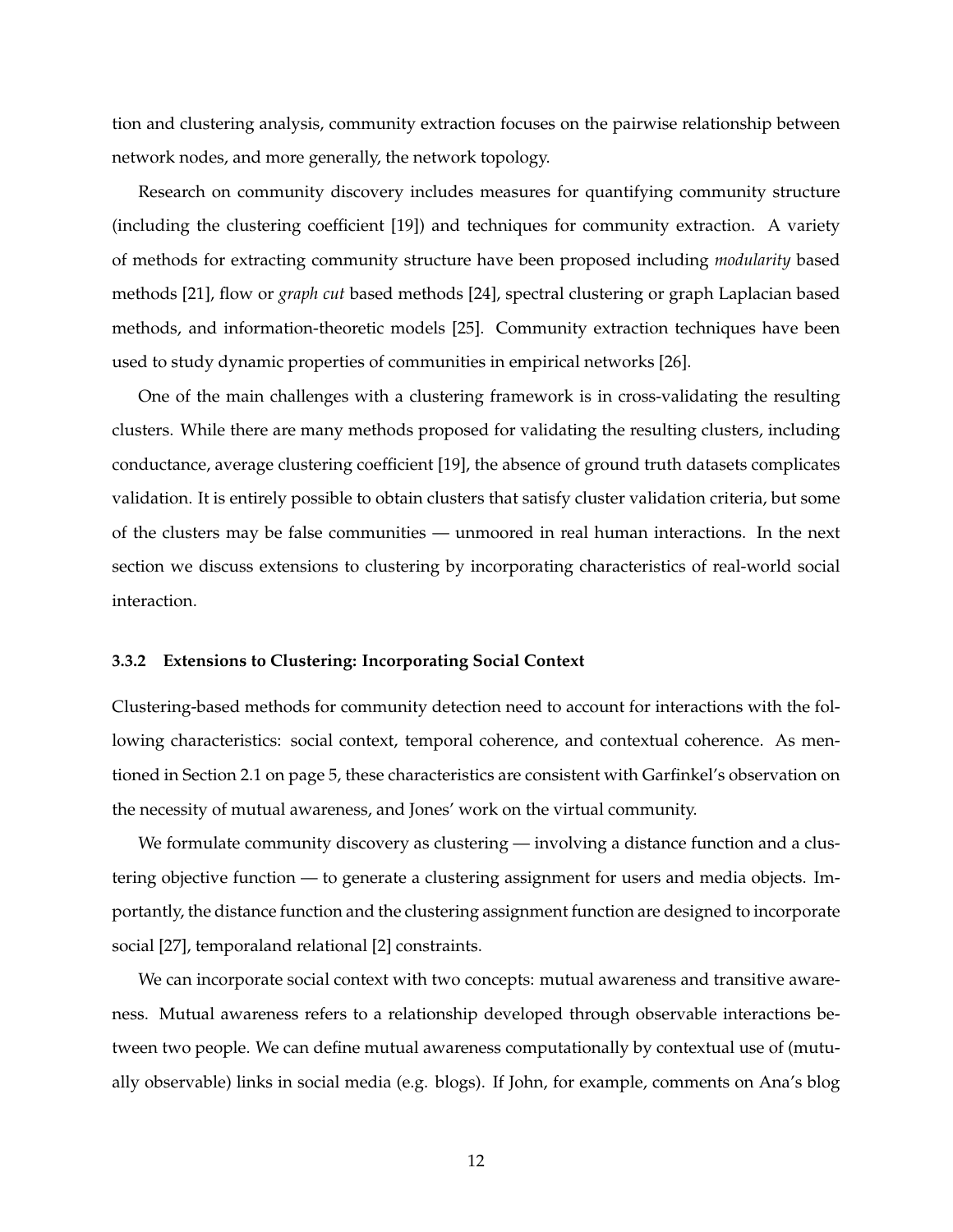tion and clustering analysis, community extraction focuses on the pairwise relationship between network nodes, and more generally, the network topology.

Research on community discovery includes measures for quantifying community structure (including the clustering coefficient [19]) and techniques for community extraction. A variety of methods for extracting community structure have been proposed including *modularity* based methods [21], flow or *graph cut* based methods [24], spectral clustering or graph Laplacian based methods, and information-theoretic models [25]. Community extraction techniques have been used to study dynamic properties of communities in empirical networks [26].

One of the main challenges with a clustering framework is in cross-validating the resulting clusters. While there are many methods proposed for validating the resulting clusters, including conductance, average clustering coefficient [19], the absence of ground truth datasets complicates validation. It is entirely possible to obtain clusters that satisfy cluster validation criteria, but some of the clusters may be false communities — unmoored in real human interactions. In the next section we discuss extensions to clustering by incorporating characteristics of real-world social interaction.

### 3.3.2 Extensions to Clustering: Incorporating Social Context

Clustering-based methods for community detection need to account for interactions with the following characteristics: social context, temporal coherence, and contextual coherence. As mentioned in Section 2.1 on page 5, these characteristics are consistent with Garfinkel's observation on the necessity of mutual awareness, and Jones' work on the virtual community.

We formulate community discovery as clustering — involving a distance function and a clustering objective function — to generate a clustering assignment for users and media objects. Importantly, the distance function and the clustering assignment function are designed to incorporate social [27], temporaland relational [2] constraints.

We can incorporate social context with two concepts: mutual awareness and transitive awareness. Mutual awareness refers to a relationship developed through observable interactions between two people. We can define mutual awareness computationally by contextual use of (mutually observable) links in social media (e.g. blogs). If John, for example, comments on Ana's blog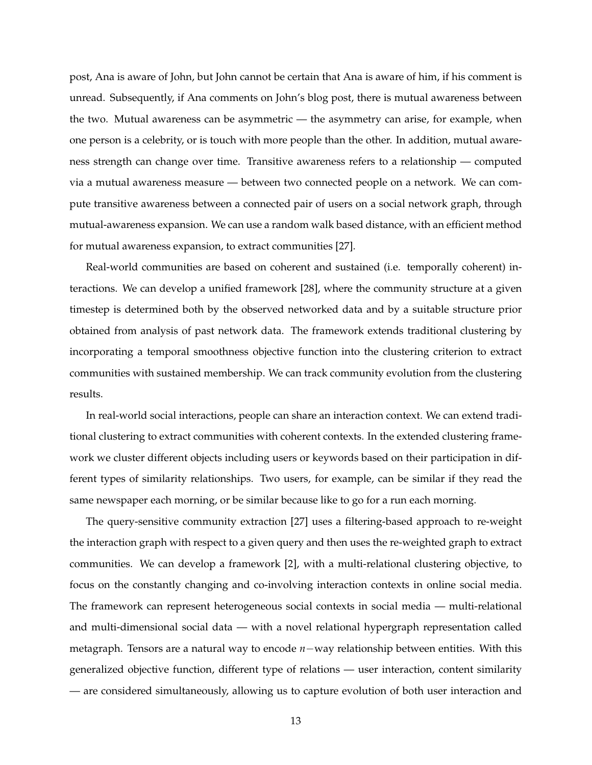post, Ana is aware of John, but John cannot be certain that Ana is aware of him, if his comment is unread. Subsequently, if Ana comments on John's blog post, there is mutual awareness between the two. Mutual awareness can be asymmetric — the asymmetry can arise, for example, when one person is a celebrity, or is touch with more people than the other. In addition, mutual awareness strength can change over time. Transitive awareness refers to a relationship — computed via a mutual awareness measure — between two connected people on a network. We can compute transitive awareness between a connected pair of users on a social network graph, through mutual-awareness expansion. We can use a random walk based distance, with an efficient method for mutual awareness expansion, to extract communities [27].

Real-world communities are based on coherent and sustained (i.e. temporally coherent) interactions. We can develop a unified framework [28], where the community structure at a given timestep is determined both by the observed networked data and by a suitable structure prior obtained from analysis of past network data. The framework extends traditional clustering by incorporating a temporal smoothness objective function into the clustering criterion to extract communities with sustained membership. We can track community evolution from the clustering results.

In real-world social interactions, people can share an interaction context. We can extend traditional clustering to extract communities with coherent contexts. In the extended clustering framework we cluster different objects including users or keywords based on their participation in different types of similarity relationships. Two users, for example, can be similar if they read the same newspaper each morning, or be similar because like to go for a run each morning.

The query-sensitive community extraction [27] uses a filtering-based approach to re-weight the interaction graph with respect to a given query and then uses the re-weighted graph to extract communities. We can develop a framework [2], with a multi-relational clustering objective, to focus on the constantly changing and co-involving interaction contexts in online social media. The framework can represent heterogeneous social contexts in social media — multi-relational and multi-dimensional social data — with a novel relational hypergraph representation called metagraph. Tensors are a natural way to encode $n-$way relationship between entities. With this generalized objective function, different type of relations — user interaction, content similarity — are considered simultaneously, allowing us to capture evolution of both user interaction and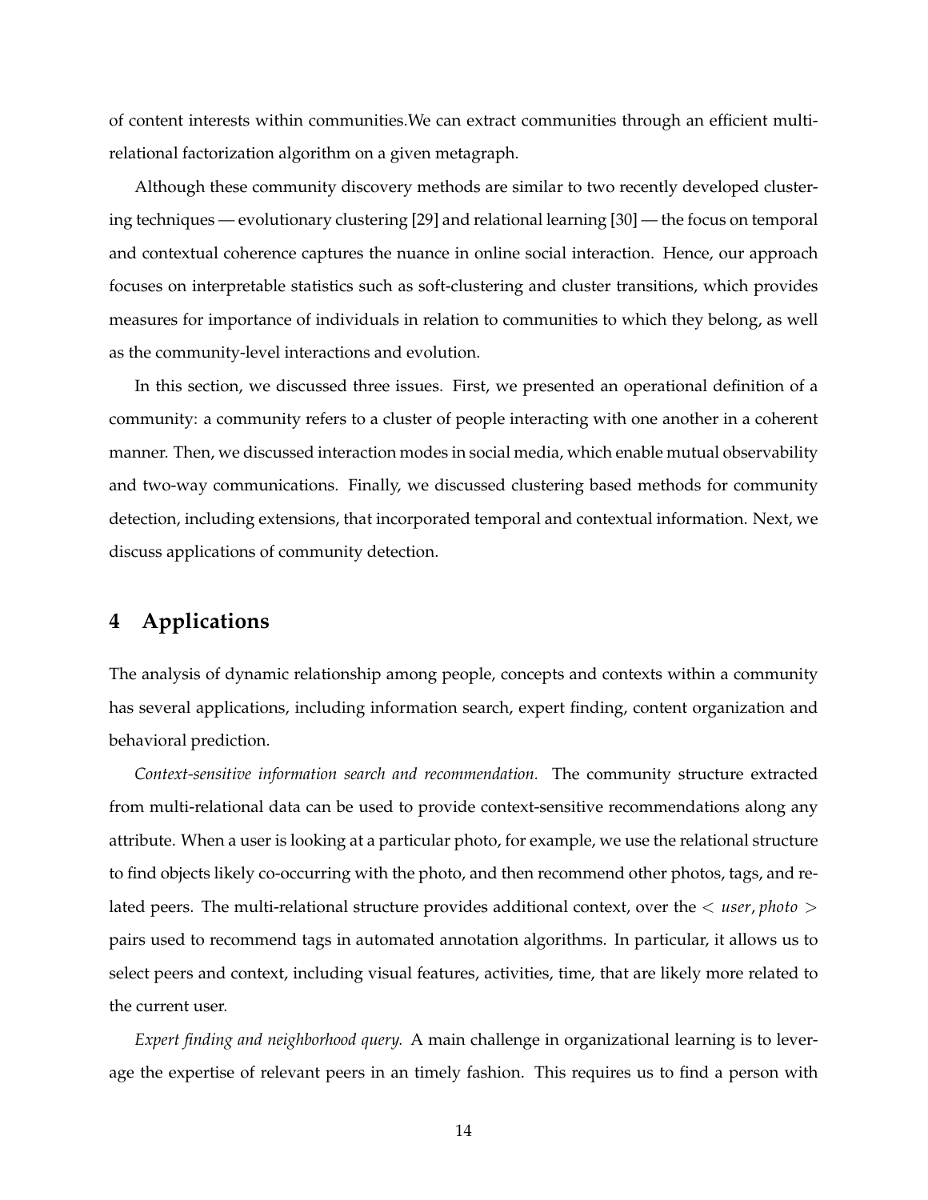of content interests within communities.We can extract communities through an efficient multi-relational factorization algorithm on a given metagraph.

Although these community discovery methods are similar to two recently developed clustering techniques — evolutionary clustering [29] and relational learning [30] — the focus on temporal and contextual coherence captures the nuance in online social interaction. Hence, our approach focuses on interpretable statistics such as soft-clustering and cluster transitions, which provides measures for importance of individuals in relation to communities to which they belong, as well as the community-level interactions and evolution.

In this section, we discussed three issues. First, we presented an operational definition of a community: a community refers to a cluster of people interacting with one another in a coherent manner. Then, we discussed interaction modes in social media, which enable mutual observability and two-way communications. Finally, we discussed clustering based methods for community detection, including extensions, that incorporated temporal and contextual information. Next, we discuss applications of community detection.

# 4 Applications

The analysis of dynamic relationship among people, concepts and contexts within a community has several applications, including information search, expert finding, content organization and behavioral prediction.

*Context-sensitive information search and recommendation.* The community structure extracted from multi-relational data can be used to provide context-sensitive recommendations along any attribute. When a user is looking at a particular photo, for example, we use the relational structure to find objects likely co-occurring with the photo, and then recommend other photos, tags, and related peers. The multi-relational structure provides additional context, over the $< user, photo >$ pairs used to recommend tags in automated annotation algorithms. In particular, it allows us to select peers and context, including visual features, activities, time, that are likely more related to the current user.

*Expert finding and neighborhood query.* A main challenge in organizational learning is to leverage the expertise of relevant peers in an timely fashion. This requires us to find a person with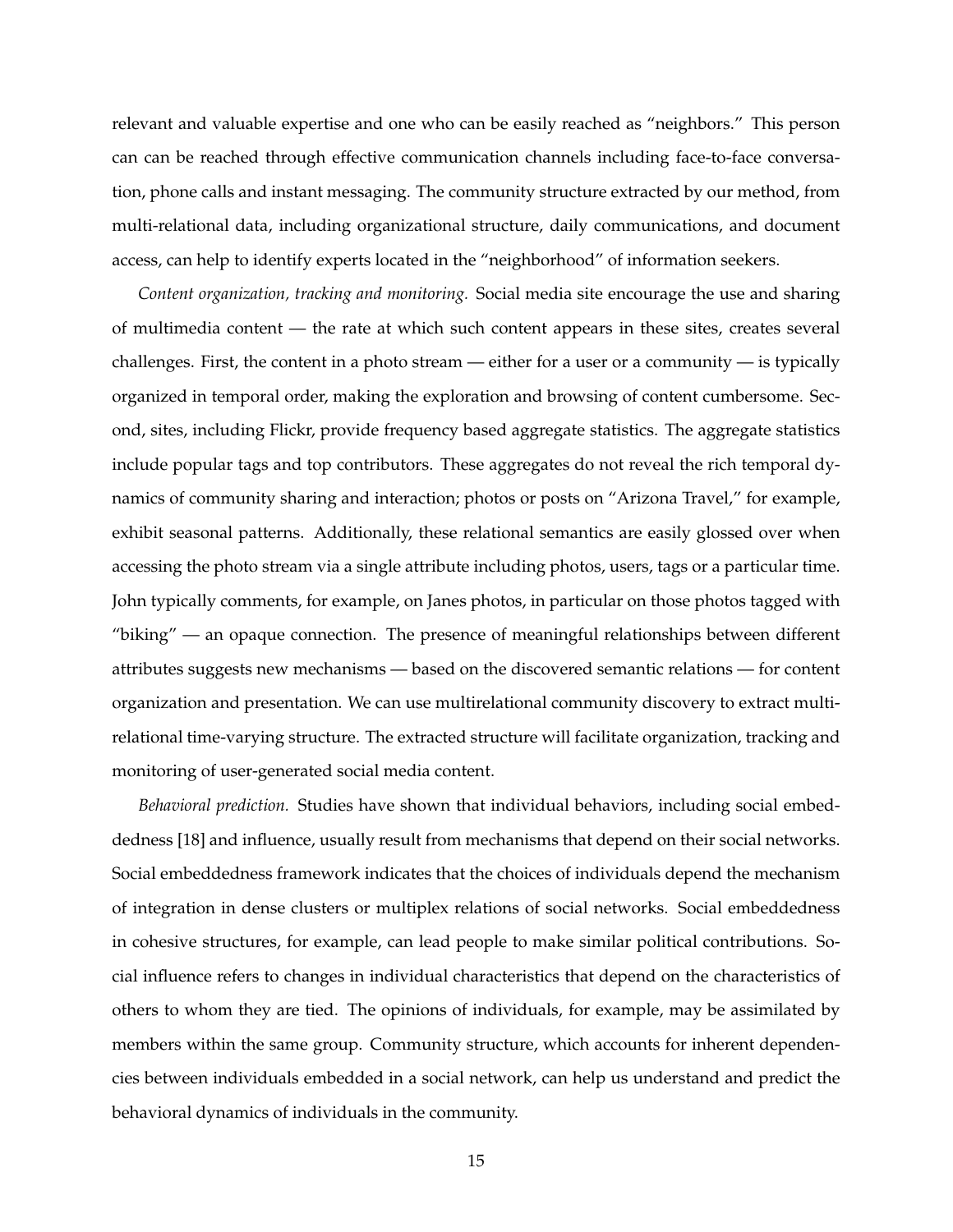relevant and valuable expertise and one who can be easily reached as "neighbors." This person can can be reached through effective communication channels including face-to-face conversation, phone calls and instant messaging. The community structure extracted by our method, from multi-relational data, including organizational structure, daily communications, and document access, can help to identify experts located in the "neighborhood" of information seekers.

*Content organization, tracking and monitoring.* Social media site encourage the use and sharing of multimedia content — the rate at which such content appears in these sites, creates several challenges. First, the content in a photo stream — either for a user or a community — is typically organized in temporal order, making the exploration and browsing of content cumbersome. Second, sites, including Flickr, provide frequency based aggregate statistics. The aggregate statistics include popular tags and top contributors. These aggregates do not reveal the rich temporal dynamics of community sharing and interaction; photos or posts on "Arizona Travel," for example, exhibit seasonal patterns. Additionally, these relational semantics are easily glossed over when accessing the photo stream via a single attribute including photos, users, tags or a particular time. John typically comments, for example, on Janes photos, in particular on those photos tagged with "biking" — an opaque connection. The presence of meaningful relationships between different attributes suggests new mechanisms — based on the discovered semantic relations — for content organization and presentation. We can use multirelational community discovery to extract multi-relational time-varying structure. The extracted structure will facilitate organization, tracking and monitoring of user-generated social media content.

*Behavioral prediction.* Studies have shown that individual behaviors, including social embeddedness [18] and influence, usually result from mechanisms that depend on their social networks. Social embeddedness framework indicates that the choices of individuals depend the mechanism of integration in dense clusters or multiplex relations of social networks. Social embeddedness in cohesive structures, for example, can lead people to make similar political contributions. Social influence refers to changes in individual characteristics that depend on the characteristics of others to whom they are tied. The opinions of individuals, for example, may be assimilated by members within the same group. Community structure, which accounts for inherent dependencies between individuals embedded in a social network, can help us understand and predict the behavioral dynamics of individuals in the community.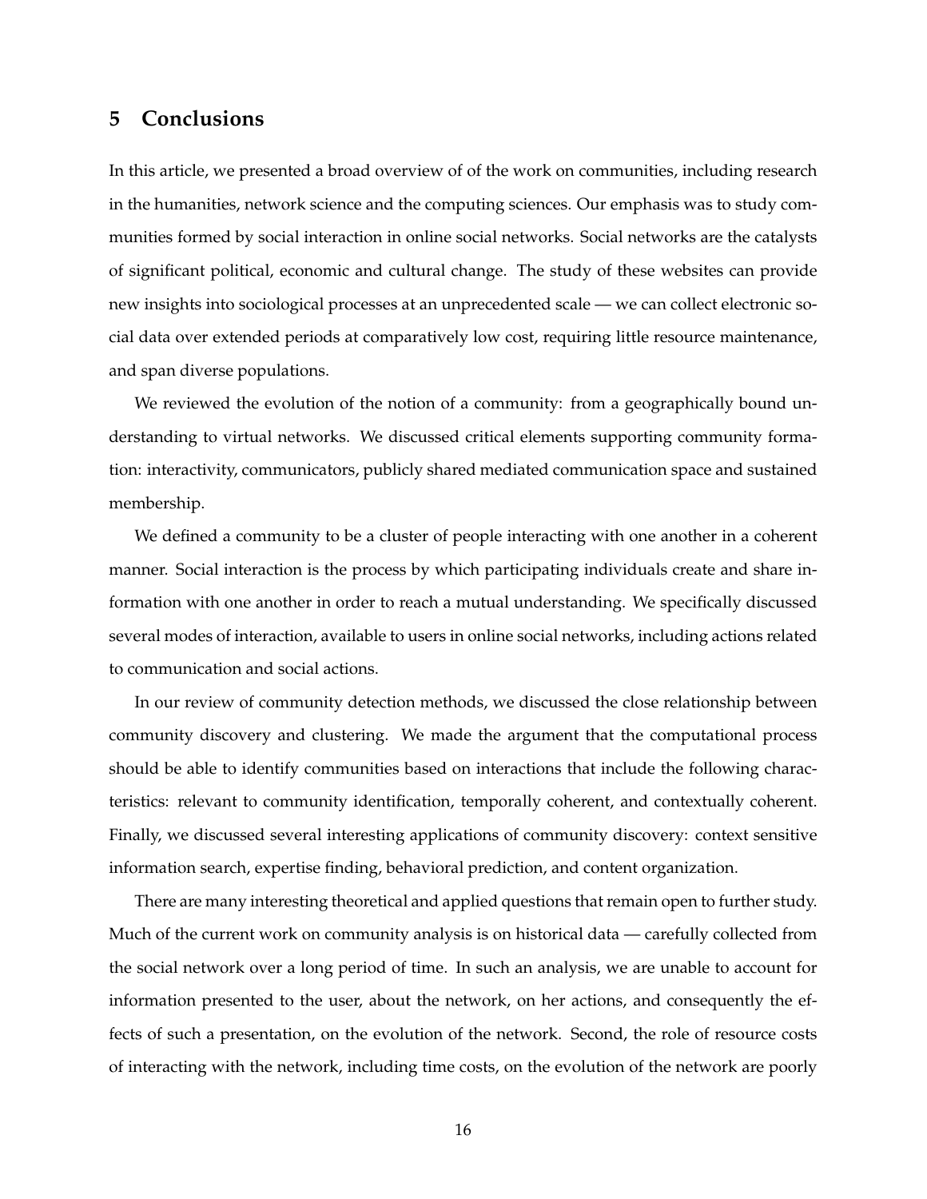## 5 Conclusions

In this article, we presented a broad overview of of the work on communities, including research in the humanities, network science and the computing sciences. Our emphasis was to study communities formed by social interaction in online social networks. Social networks are the catalysts of significant political, economic and cultural change. The study of these websites can provide new insights into sociological processes at an unprecedented scale — we can collect electronic social data over extended periods at comparatively low cost, requiring little resource maintenance, and span diverse populations.

We reviewed the evolution of the notion of a community: from a geographically bound understanding to virtual networks. We discussed critical elements supporting community formation: interactivity, communicators, publicly shared mediated communication space and sustained membership.

We defined a community to be a cluster of people interacting with one another in a coherent manner. Social interaction is the process by which participating individuals create and share information with one another in order to reach a mutual understanding. We specifically discussed several modes of interaction, available to users in online social networks, including actions related to communication and social actions.

In our review of community detection methods, we discussed the close relationship between community discovery and clustering. We made the argument that the computational process should be able to identify communities based on interactions that include the following characteristics: relevant to community identification, temporally coherent, and contextually coherent. Finally, we discussed several interesting applications of community discovery: context sensitive information search, expertise finding, behavioral prediction, and content organization.

There are many interesting theoretical and applied questions that remain open to further study. Much of the current work on community analysis is on historical data — carefully collected from the social network over a long period of time. In such an analysis, we are unable to account for information presented to the user, about the network, on her actions, and consequently the effects of such a presentation, on the evolution of the network. Second, the role of resource costs of interacting with the network, including time costs, on the evolution of the network are poorly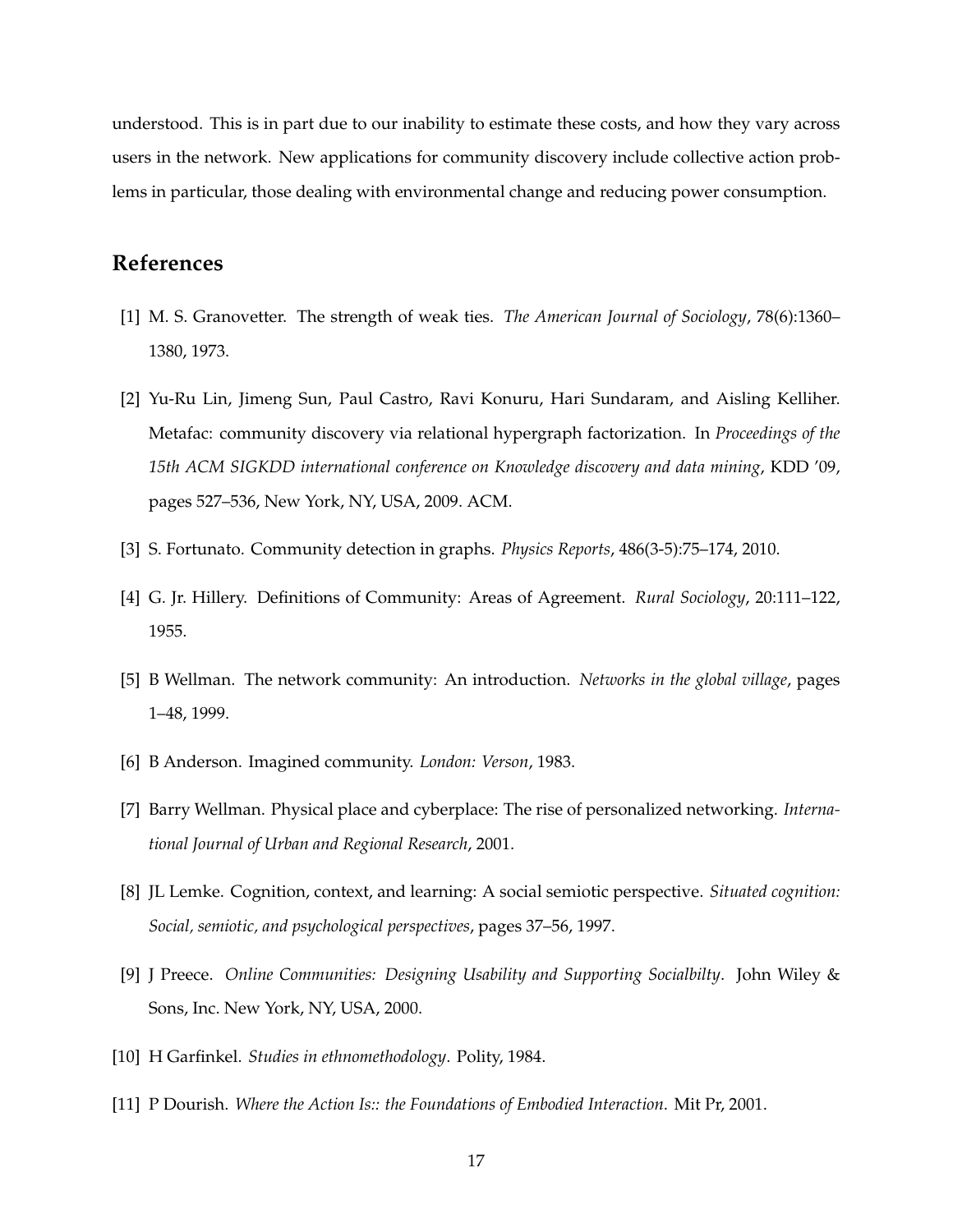understood. This is in part due to our inability to estimate these costs, and how they vary across users in the network. New applications for community discovery include collective action problems in particular, those dealing with environmental change and reducing power consumption.

## References

[1] M. S. Granovetter. The strength of weak ties. *The American Journal of Sociology*, 78(6):1360–1380, 1973.

[2] Yu-Ru Lin, Jimeng Sun, Paul Castro, Ravi Konuru, Hari Sundaram, and Aisling Kelliher. Metafac: community discovery via relational hypergraph factorization. In *Proceedings of the 15th ACM SIGKDD international conference on Knowledge discovery and data mining*, KDD '09, pages 527–536, New York, NY, USA, 2009. ACM.

[3] S. Fortunato. Community detection in graphs. *Physics Reports*, 486(3-5):75–174, 2010.

[4] G. Jr. Hillery. Definitions of Community: Areas of Agreement. *Rural Sociology*, 20:111–122, 1955.

[5] B Wellman. The network community: An introduction. *Networks in the global village*, pages 1–48, 1999.

[6] B Anderson. Imagined community. *London: Verson*, 1983.

[7] Barry Wellman. Physical place and cyberplace: The rise of personalized networking. *International Journal of Urban and Regional Research*, 2001.

[8] JL Lemke. Cognition, context, and learning: A social semiotic perspective. *Situated cognition: Social, semiotic, and psychological perspectives*, pages 37–56, 1997.

[9] J Preece. *Online Communities: Designing Usability and Supporting Socialbilty*. John Wiley & Sons, Inc. New York, NY, USA, 2000.

[10] H Garfinkel. *Studies in ethnomethodology*. Polity, 1984.

[11] P Dourish. *Where the Action Is:: the Foundations of Embodied Interaction*. Mit Pr, 2001.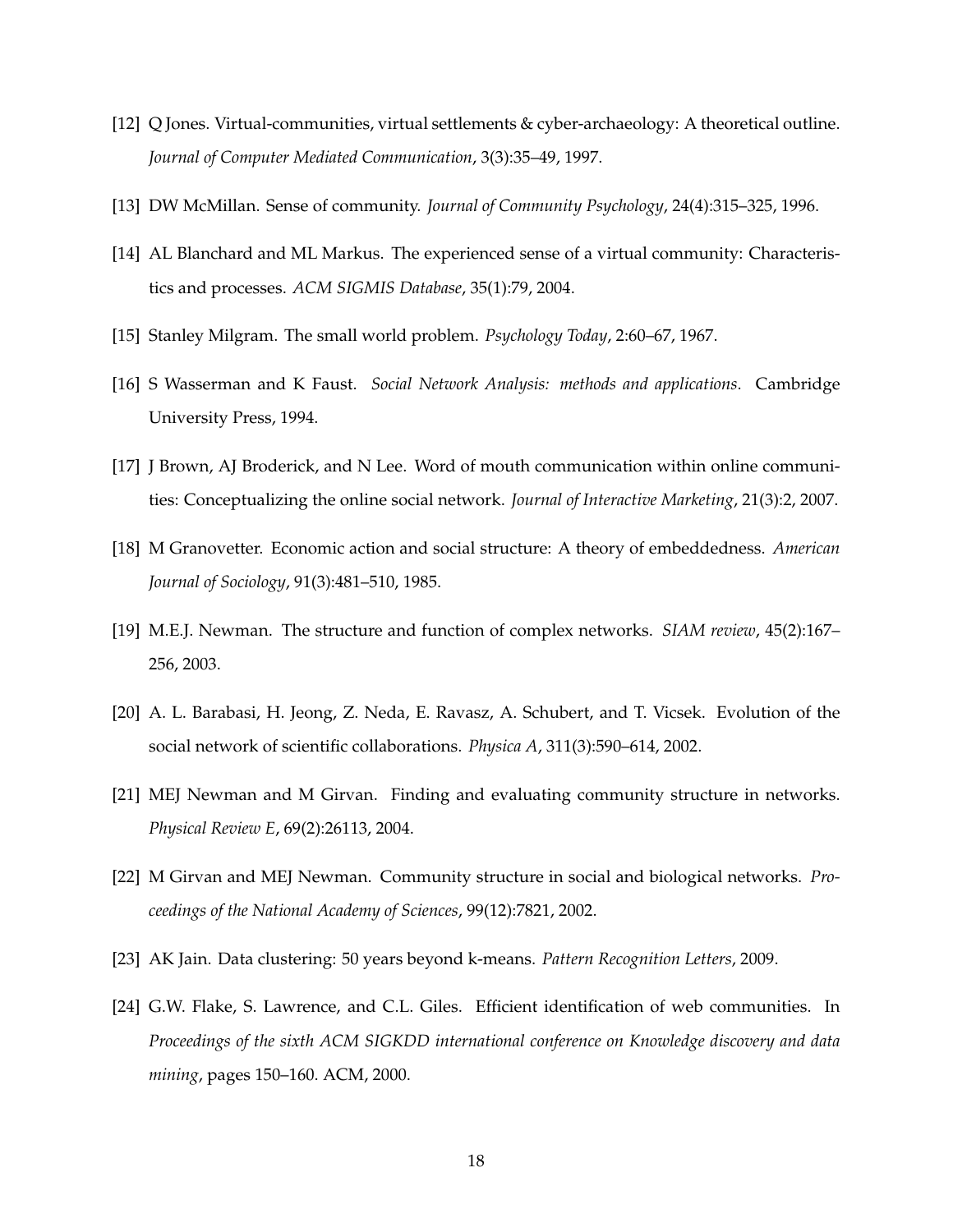[12] Q Jones. Virtual-communities, virtual settlements & cyber-archaeology: A theoretical outline. *Journal of Computer Mediated Communication*, 3(3):35–49, 1997.

[13] DW McMillan. Sense of community. *Journal of Community Psychology*, 24(4):315–325, 1996.

[14] AL Blanchard and ML Markus. The experienced sense of a virtual community: Characteristics and processes. *ACM SIGMIS Database*, 35(1):79, 2004.

[15] Stanley Milgram. The small world problem. *Psychology Today*, 2:60–67, 1967.

[16] S Wasserman and K Faust. *Social Network Analysis: methods and applications*. Cambridge University Press, 1994.

[17] J Brown, AJ Broderick, and N Lee. Word of mouth communication within online communities: Conceptualizing the online social network. *Journal of Interactive Marketing*, 21(3):2, 2007.

[18] M Granovetter. Economic action and social structure: A theory of embeddedness. *American Journal of Sociology*, 91(3):481–510, 1985.

[19] M.E.J. Newman. The structure and function of complex networks. *SIAM review*, 45(2):167–256, 2003.

[20] A. L. Barabasi, H. Jeong, Z. Neda, E. Ravasz, A. Schubert, and T. Vicsek. Evolution of the social network of scientific collaborations. *Physica A*, 311(3):590–614, 2002.

[21] MEJ Newman and M Girvan. Finding and evaluating community structure in networks. *Physical Review E*, 69(2):26113, 2004.

[22] M Girvan and MEJ Newman. Community structure in social and biological networks. *Proceedings of the National Academy of Sciences*, 99(12):7821, 2002.

[23] AK Jain. Data clustering: 50 years beyond k-means. *Pattern Recognition Letters*, 2009.

[24] G.W. Flake, S. Lawrence, and C.L. Giles. Efficient identification of web communities. In *Proceedings of the sixth ACM SIGKDD international conference on Knowledge discovery and data mining*, pages 150–160. ACM, 2000.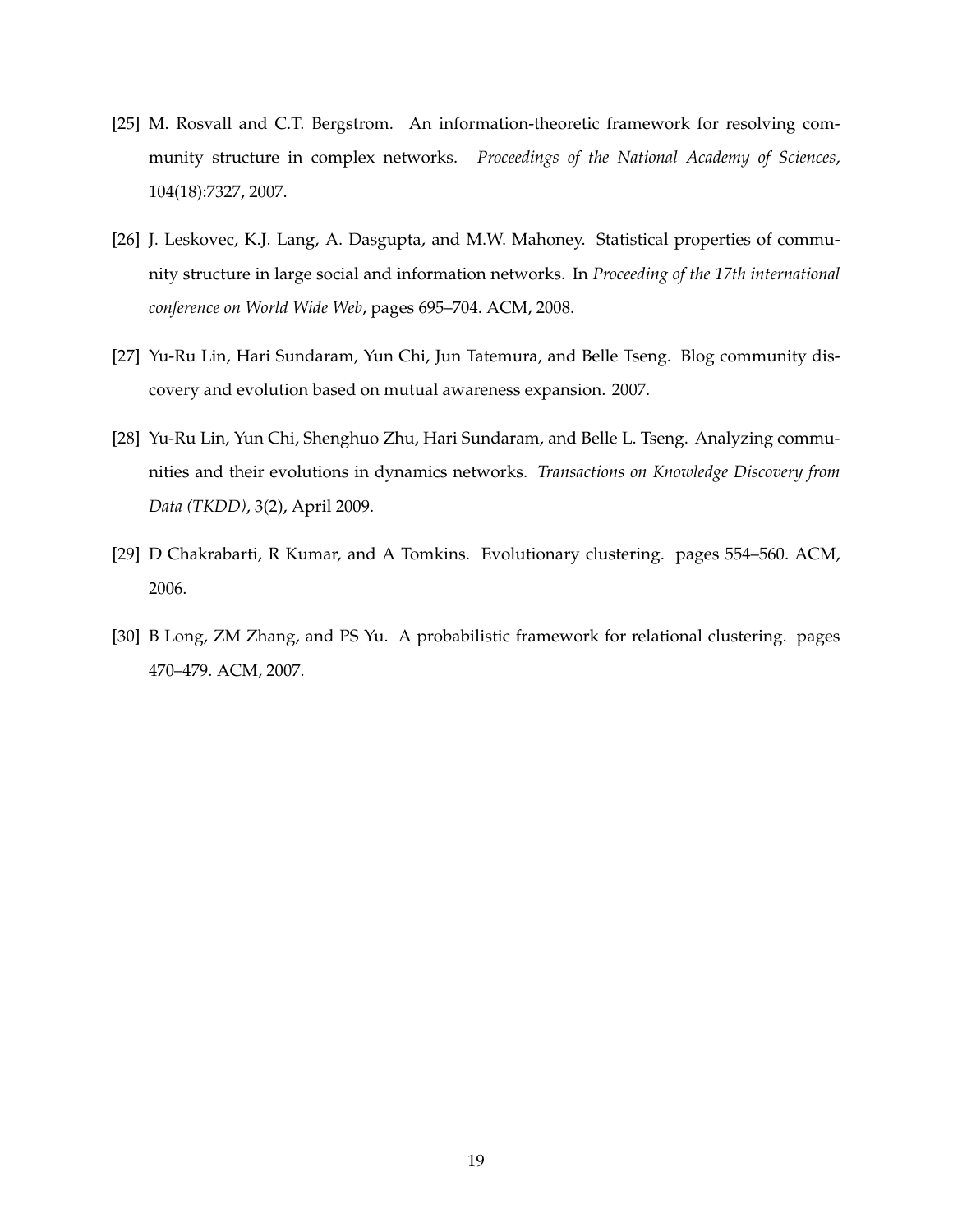[25] M. Rosvall and C.T. Bergstrom. An information-theoretic framework for resolving community structure in complex networks. *Proceedings of the National Academy of Sciences*, 104(18):7327, 2007.

[26] J. Leskovec, K.J. Lang, A. Dasgupta, and M.W. Mahoney. Statistical properties of community structure in large social and information networks. In *Proceeding of the 17th international conference on World Wide Web*, pages 695–704. ACM, 2008.

[27] Yu-Ru Lin, Hari Sundaram, Yun Chi, Jun Tatemura, and Belle Tseng. Blog community discovery and evolution based on mutual awareness expansion. 2007.

[28] Yu-Ru Lin, Yun Chi, Shenghuo Zhu, Hari Sundaram, and Belle L. Tseng. Analyzing communities and their evolutions in dynamics networks. *Transactions on Knowledge Discovery from Data (TKDD)*, 3(2), April 2009.

[29] D Chakrabarti, R Kumar, and A Tomkins. Evolutionary clustering. pages 554–560. ACM, 2006.

[30] B Long, ZM Zhang, and PS Yu. A probabilistic framework for relational clustering. pages 470–479. ACM, 2007.